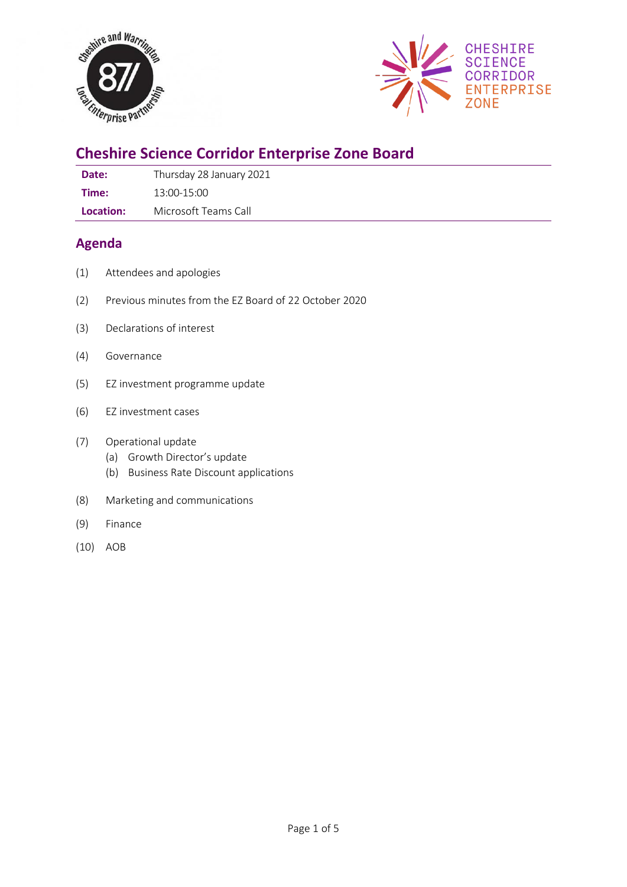# Cheshire Science Corridor Enterprise Zone Board

| | |
|---|---|
| **Date:** | Thursday 28 January 2021 |
| **Time:** | 13:00-15:00 |
| **Location:** | Microsoft Teams Call |

## Agenda

(1) Attendees and apologies

(2) Previous minutes from the EZ Board of 22 October 2020

(3) Declarations of interest

(4) Governance

(5) EZ investment programme update

(6) EZ investment cases

(7) Operational update
  - (a) Growth Director's update
  - (b) Business Rate Discount applications

(8) Marketing and communications

(9) Finance

(10) AOB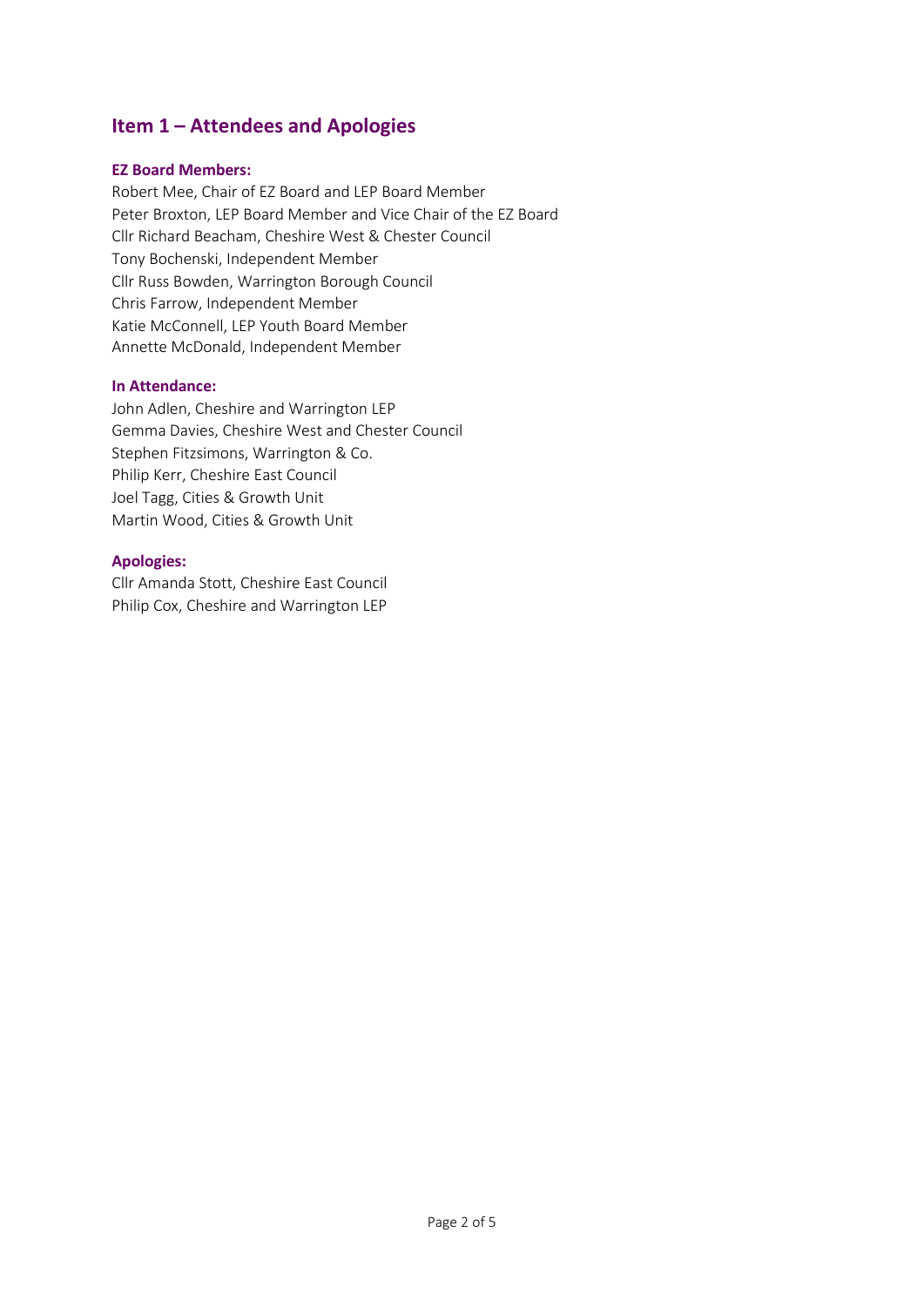## Item 1 – Attendees and Apologies

**EZ Board Members:**

Robert Mee, Chair of EZ Board and LEP Board Member
Peter Broxton, LEP Board Member and Vice Chair of the EZ Board
Cllr Richard Beacham, Cheshire West & Chester Council
Tony Bochenski, Independent Member
Cllr Russ Bowden, Warrington Borough Council
Chris Farrow, Independent Member
Katie McConnell, LEP Youth Board Member
Annette McDonald, Independent Member

**In Attendance:**

John Adlen, Cheshire and Warrington LEP
Gemma Davies, Cheshire West and Chester Council
Stephen Fitzsimons, Warrington & Co.
Philip Kerr, Cheshire East Council
Joel Tagg, Cities & Growth Unit
Martin Wood, Cities & Growth Unit

**Apologies:**

Cllr Amanda Stott, Cheshire East Council
Philip Cox, Cheshire and Warrington LEP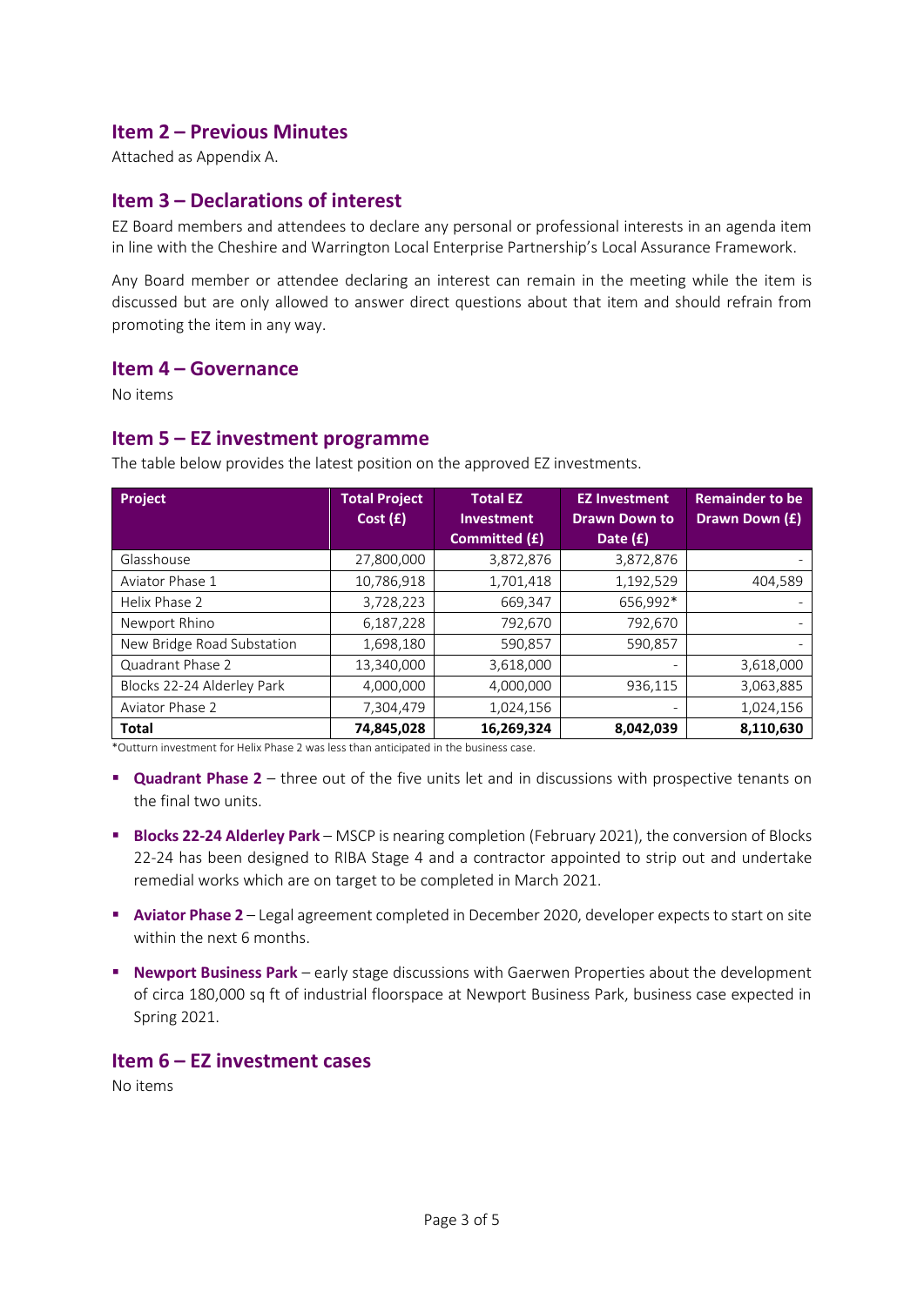## Item 2 – Previous Minutes

Attached as Appendix A.

## Item 3 – Declarations of interest

EZ Board members and attendees to declare any personal or professional interests in an agenda item in line with the Cheshire and Warrington Local Enterprise Partnership's Local Assurance Framework.

Any Board member or attendee declaring an interest can remain in the meeting while the item is discussed but are only allowed to answer direct questions about that item and should refrain from promoting the item in any way.

## Item 4 – Governance

No items

## Item 5 – EZ investment programme

The table below provides the latest position on the approved EZ investments.

| Project | Total Project Cost (£) | Total EZ Investment Committed (£) | EZ Investment Drawn Down to Date (£) | Remainder to be Drawn Down (£) |
|---|---|---|---|---|
| Glasshouse | 27,800,000 | 3,872,876 | 3,872,876 | - |
| Aviator Phase 1 | 10,786,918 | 1,701,418 | 1,192,529 | 404,589 |
| Helix Phase 2 | 3,728,223 | 669,347 | 656,992* | - |
| Newport Rhino | 6,187,228 | 792,670 | 792,670 | - |
| New Bridge Road Substation | 1,698,180 | 590,857 | 590,857 | - |
| Quadrant Phase 2 | 13,340,000 | 3,618,000 | - | 3,618,000 |
| Blocks 22-24 Alderley Park | 4,000,000 | 4,000,000 | 936,115 | 3,063,885 |
| Aviator Phase 2 | 7,304,479 | 1,024,156 | - | 1,024,156 |
| **Total** | **74,845,028** | **16,269,324** | **8,042,039** | **8,110,630** |

*Outturn investment for Helix Phase 2 was less than anticipated in the business case.

- **Quadrant Phase 2** – three out of the five units let and in discussions with prospective tenants on the final two units.
- **Blocks 22-24 Alderley Park** – MSCP is nearing completion (February 2021), the conversion of Blocks 22-24 has been designed to RIBA Stage 4 and a contractor appointed to strip out and undertake remedial works which are on target to be completed in March 2021.
- **Aviator Phase 2** – Legal agreement completed in December 2020, developer expects to start on site within the next 6 months.
- **Newport Business Park** – early stage discussions with Gaerwen Properties about the development of circa 180,000 sq ft of industrial floorspace at Newport Business Park, business case expected in Spring 2021.

## Item 6 – EZ investment cases

No items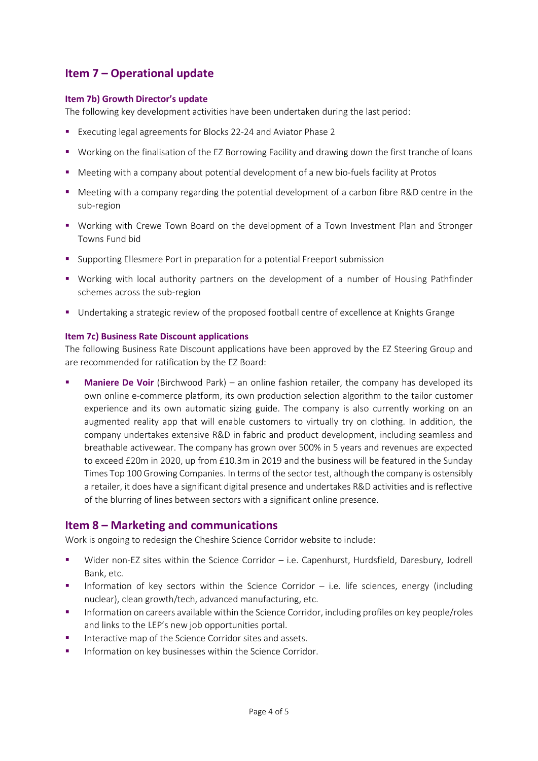## Item 7 – Operational update

### Item 7b) Growth Director's update

The following key development activities have been undertaken during the last period:

- Executing legal agreements for Blocks 22-24 and Aviator Phase 2
- Working on the finalisation of the EZ Borrowing Facility and drawing down the first tranche of loans
- Meeting with a company about potential development of a new bio-fuels facility at Protos
- Meeting with a company regarding the potential development of a carbon fibre R&D centre in the sub-region
- Working with Crewe Town Board on the development of a Town Investment Plan and Stronger Towns Fund bid
- Supporting Ellesmere Port in preparation for a potential Freeport submission
- Working with local authority partners on the development of a number of Housing Pathfinder schemes across the sub-region
- Undertaking a strategic review of the proposed football centre of excellence at Knights Grange

### Item 7c) Business Rate Discount applications

The following Business Rate Discount applications have been approved by the EZ Steering Group and are recommended for ratification by the EZ Board:

- **Maniere De Voir** (Birchwood Park) – an online fashion retailer, the company has developed its own online e-commerce platform, its own production selection algorithm to the tailor customer experience and its own automatic sizing guide. The company is also currently working on an augmented reality app that will enable customers to virtually try on clothing. In addition, the company undertakes extensive R&D in fabric and product development, including seamless and breathable activewear. The company has grown over 500% in 5 years and revenues are expected to exceed £20m in 2020, up from £10.3m in 2019 and the business will be featured in the Sunday Times Top 100 Growing Companies. In terms of the sector test, although the company is ostensibly a retailer, it does have a significant digital presence and undertakes R&D activities and is reflective of the blurring of lines between sectors with a significant online presence.

## Item 8 – Marketing and communications

Work is ongoing to redesign the Cheshire Science Corridor website to include:

- Wider non-EZ sites within the Science Corridor – i.e. Capenhurst, Hurdsfield, Daresbury, Jodrell Bank, etc.
- Information of key sectors within the Science Corridor – i.e. life sciences, energy (including nuclear), clean growth/tech, advanced manufacturing, etc.
- Information on careers available within the Science Corridor, including profiles on key people/roles and links to the LEP's new job opportunities portal.
- Interactive map of the Science Corridor sites and assets.
- Information on key businesses within the Science Corridor.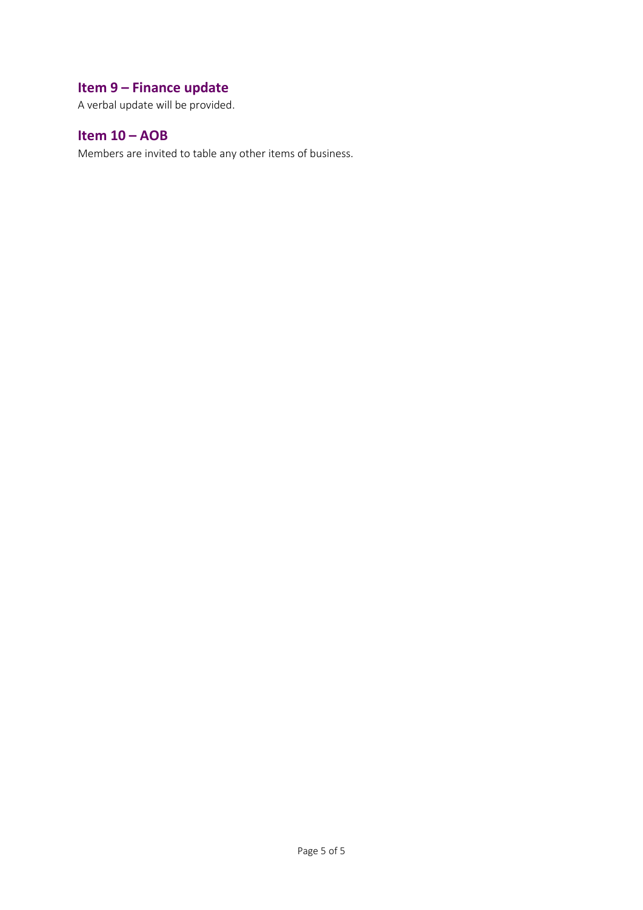## Item 9 – Finance update

A verbal update will be provided.

## Item 10 – AOB

Members are invited to table any other items of business.